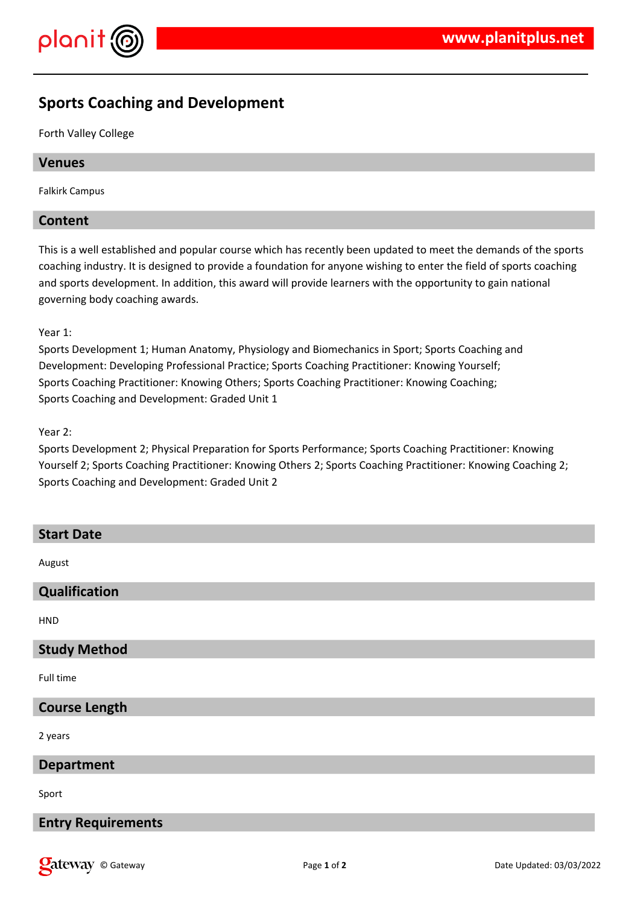# Sports Coaching and Development

Forth Valley College

## Venues

Falkirk Campus

## Content

This is a well established and popular course which has recently been updated to meet the demands of the sports coaching industry. It is designed to provide a foundation for anyone wishing to enter the field of sports coaching and sports development. In addition, this award will provide learners with the opportunity to gain national governing body coaching awards.

Year 1:
Sports Development 1; Human Anatomy, Physiology and Biomechanics in Sport; Sports Coaching and Development: Developing Professional Practice; Sports Coaching Practitioner: Knowing Yourself; Sports Coaching Practitioner: Knowing Others; Sports Coaching Practitioner: Knowing Coaching; Sports Coaching and Development: Graded Unit 1

Year 2:
Sports Development 2; Physical Preparation for Sports Performance; Sports Coaching Practitioner: Knowing Yourself 2; Sports Coaching Practitioner: Knowing Others 2; Sports Coaching Practitioner: Knowing Coaching 2; Sports Coaching and Development: Graded Unit 2

## Start Date

August

## Qualification

HND

## Study Method

Full time

## Course Length

2 years

## Department

Sport

## Entry Requirements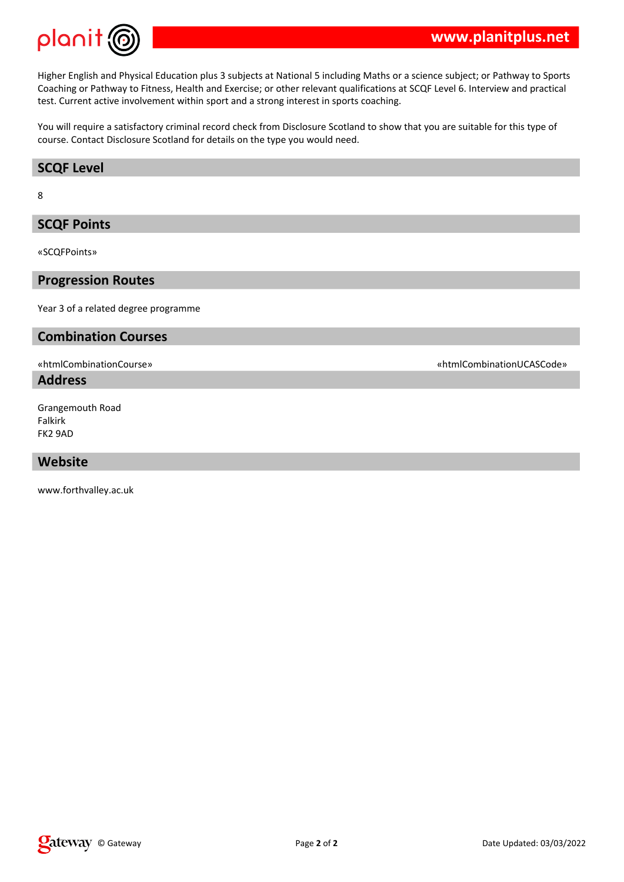Higher English and Physical Education plus 3 subjects at National 5 including Maths or a science subject; or Pathway to Sports Coaching or Pathway to Fitness, Health and Exercise; or other relevant qualifications at SCQF Level 6. Interview and practical test. Current active involvement within sport and a strong interest in sports coaching.

You will require a satisfactory criminal record check from Disclosure Scotland to show that you are suitable for this type of course. Contact Disclosure Scotland for details on the type you would need.

## SCQF Level

8

## SCQF Points

«SCQFPoints»

## Progression Routes

Year 3 of a related degree programme

## Combination Courses

«htmlCombinationCourse» «htmlCombinationUCASCode»

## Address

Grangemouth Road
Falkirk
FK2 9AD

## Website

www.forthvalley.ac.uk